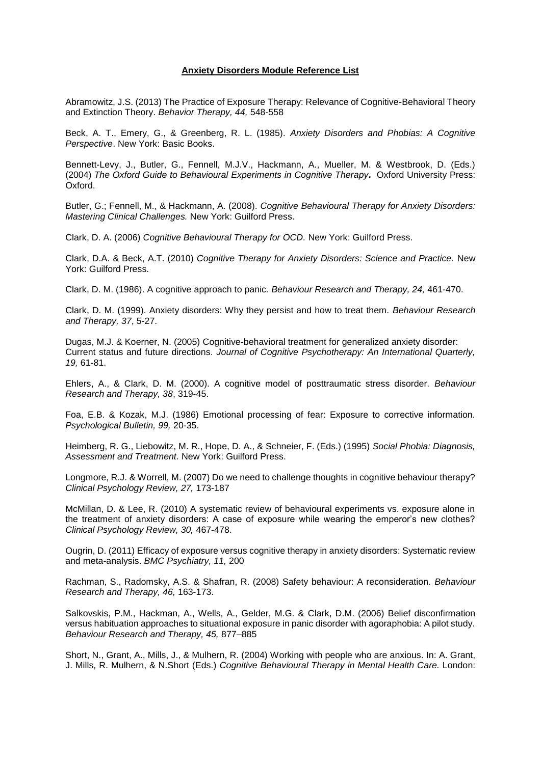# **Anxiety Disorders Module Reference List**

Abramowitz, J.S. (2013) The Practice of Exposure Therapy: Relevance of Cognitive-Behavioral Theory and Extinction Theory. *Behavior Therapy, 44,* 548-558

Beck, A. T., Emery, G., & Greenberg, R. L. (1985). *Anxiety Disorders and Phobias: A Cognitive Perspective*. New York: Basic Books.

Bennett-Levy, J., Butler, G., Fennell, M.J.V., Hackmann, A., Mueller, M. & Westbrook, D. (Eds.) (2004) *The Oxford Guide to Behavioural Experiments in Cognitive Therapy***.** Oxford University Press: Oxford.

Butler, G.; Fennell, M., & Hackmann, A. (2008). *Cognitive Behavioural Therapy for Anxiety Disorders: Mastering Clinical Challenges.* New York: Guilford Press.

Clark, D. A. (2006) *Cognitive Behavioural Therapy for OCD.* New York: Guilford Press.

Clark, D.A. & Beck, A.T. (2010) *Cognitive Therapy for Anxiety Disorders: Science and Practice.* New York: Guilford Press.

Clark, D. M. (1986). A cognitive approach to panic*. Behaviour Research and Therapy, 24,* 461-470.

Clark, D. M. (1999). Anxiety disorders: Why they persist and how to treat them. *Behaviour Research and Therapy, 37*, 5-27.

Dugas, M.J. & Koerner, N. (2005) Cognitive-behavioral treatment for generalized anxiety disorder: Current status and future directions. *Journal of Cognitive Psychotherapy: An International Quarterly, 19,* 61-81.

Ehlers, A., & Clark, D. M. (2000). A cognitive model of posttraumatic stress disorder. *Behaviour Research and Therapy, 38*, 319-45.

Foa, E.B. & Kozak, M.J. (1986) Emotional processing of fear: Exposure to corrective information. *Psychological Bulletin, 99,* 20-35.

Heimberg, R. G., Liebowitz, M. R., Hope, D. A., & Schneier, F. (Eds.) (1995) *Social Phobia: Diagnosis, Assessment and Treatment.* New York: Guilford Press.

Longmore, R.J. & Worrell, M. (2007) Do we need to challenge thoughts in cognitive behaviour therapy? *Clinical Psychology Review, 27,* 173-187

McMillan, D. & Lee, R. (2010) A systematic review of behavioural experiments vs. exposure alone in the treatment of anxiety disorders: A case of exposure while wearing the emperor's new clothes? *Clinical Psychology Review, 30,* 467-478.

Ougrin, D. (2011) Efficacy of exposure versus cognitive therapy in anxiety disorders: Systematic review and meta-analysis. *BMC Psychiatry, 11,* 200

Rachman, S., Radomsky, A.S. & Shafran, R. (2008) Safety behaviour: A reconsideration. *Behaviour Research and Therapy, 46,* 163-173.

Salkovskis, P.M., Hackman, A., Wells, A., Gelder, M.G. & Clark, D.M. (2006) Belief disconfirmation versus habituation approaches to situational exposure in panic disorder with agoraphobia: A pilot study. *Behaviour Research and Therapy, 45,* 877–885

Short, N., Grant, A., Mills, J., & Mulhern, R. (2004) Working with people who are anxious. In: A. Grant, J. Mills, R. Mulhern, & N.Short (Eds.) *Cognitive Behavioural Therapy in Mental Health Care.* London: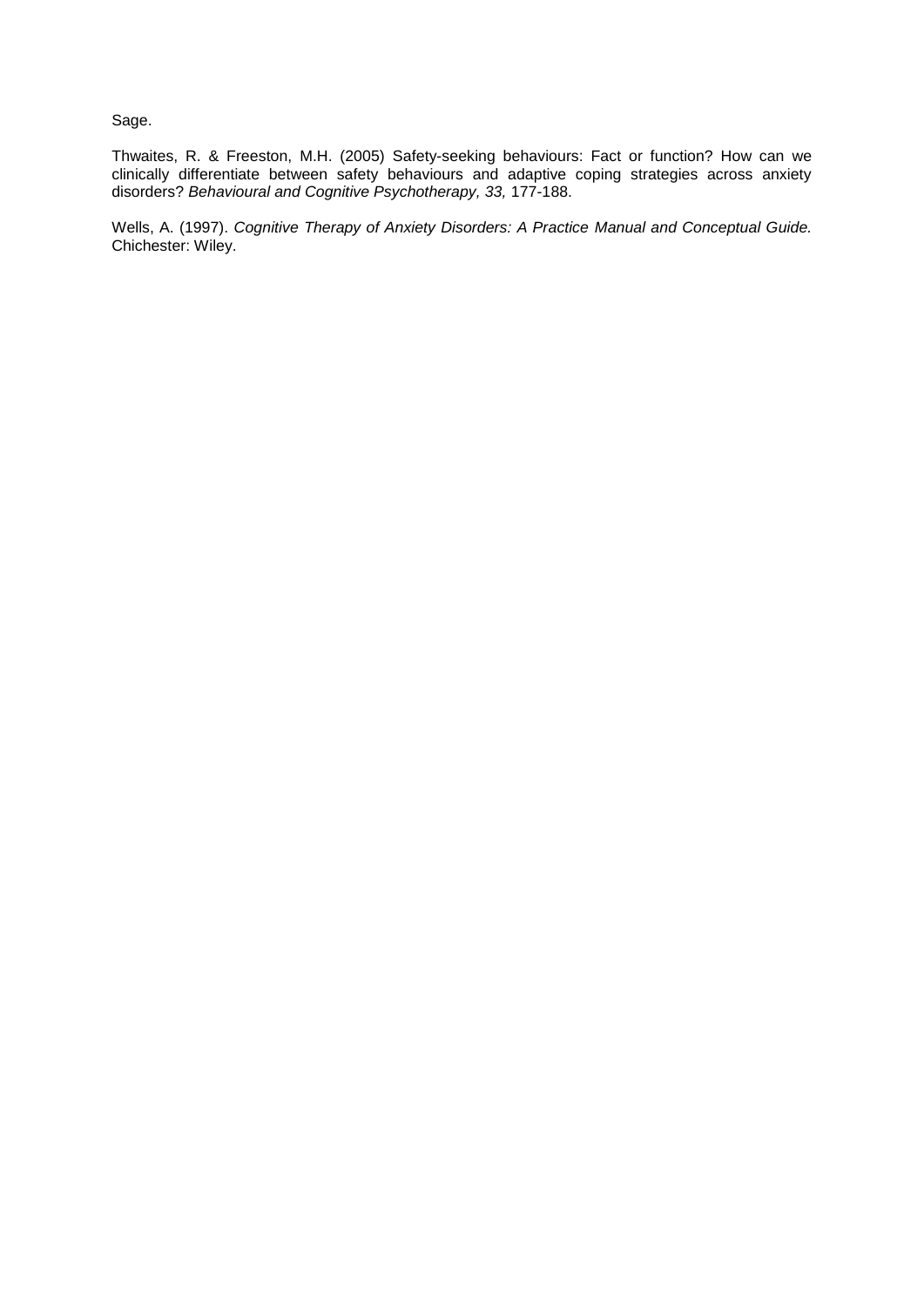Sage.

Thwaites, R. & Freeston, M.H. (2005) Safety-seeking behaviours: Fact or function? How can we clinically differentiate between safety behaviours and adaptive coping strategies across anxiety disorders? *Behavioural and Cognitive Psychotherapy, 33,* 177-188.

Wells, A. (1997). *Cognitive Therapy of Anxiety Disorders: A Practice Manual and Conceptual Guide.* Chichester: Wiley.